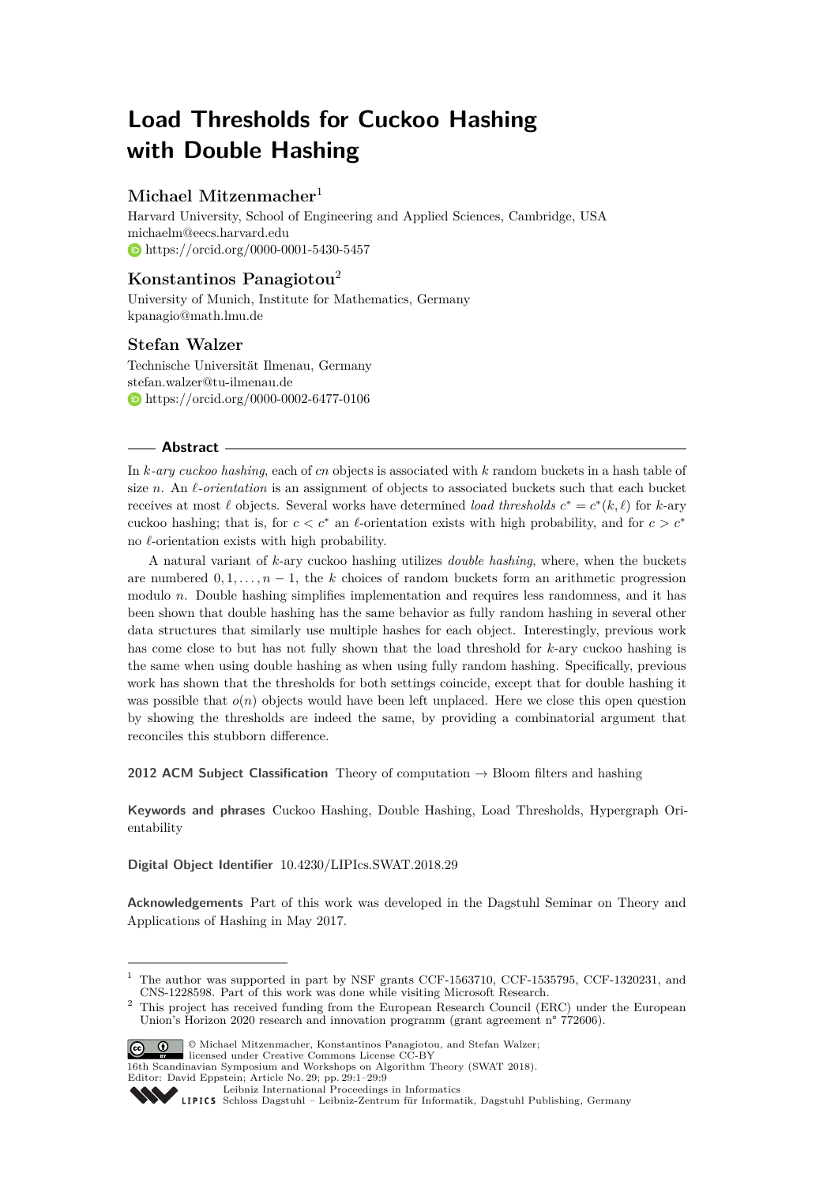# Load Thresholds for Cuckoo Hashing with Double Hashing

## Michael Mitzenmacher[1]

Harvard University, School of Engineering and Applied Sciences, Cambridge, USA
michaelm@eecs.harvard.edu
https://orcid.org/0000-0001-5430-5457

## Konstantinos Panagiotou[2]

University of Munich, Institute for Mathematics, Germany
kpanagio@math.lmu.de

## Stefan Walzer

Technische Universität Ilmenau, Germany
stefan.walzer@tu-ilmenau.de
https://orcid.org/0000-0002-6477-0106

### Abstract

In $k$-*ary cuckoo hashing*, each of $cn$ objects is associated with $k$ random buckets in a hash table of size $n$. An $\ell$-*orientation* is an assignment of objects to associated buckets such that each bucket receives at most $\ell$ objects. Several works have determined *load thresholds* $c^* = c^*(k, \ell)$ for $k$-ary cuckoo hashing; that is, for $c < c^*$ an $\ell$-orientation exists with high probability, and for $c > c^*$ no $\ell$-orientation exists with high probability.

A natural variant of $k$-ary cuckoo hashing utilizes *double hashing*, where, when the buckets are numbered $0, 1, \ldots, n-1$, the $k$ choices of random buckets form an arithmetic progression modulo $n$. Double hashing simplifies implementation and requires less randomness, and it has been shown that double hashing has the same behavior as fully random hashing in several other data structures that similarly use multiple hashes for each object. Interestingly, previous work has come close to but has not fully shown that the load threshold for $k$-ary cuckoo hashing is the same when using double hashing as when using fully random hashing. Specifically, previous work has shown that the thresholds for both settings coincide, except that for double hashing it was possible that $o(n)$ objects would have been left unplaced. Here we close this open question by showing the thresholds are indeed the same, by providing a combinatorial argument that reconciles this stubborn difference.

**2012 ACM Subject Classification** Theory of computation → Bloom filters and hashing

**Keywords and phrases** Cuckoo Hashing, Double Hashing, Load Thresholds, Hypergraph Orientability

**Digital Object Identifier** 10.4230/LIPIcs.SWAT.2018.29

**Acknowledgements** Part of this work was developed in the Dagstuhl Seminar on Theory and Applications of Hashing in May 2017.

---

[1] The author was supported in part by NSF grants CCF-1563710, CCF-1535795, CCF-1320231, and CNS-1228598. Part of this work was done while visiting Microsoft Research.

[2] This project has received funding from the European Research Council (ERC) under the European Union's Horizon 2020 research and innovation programm (grant agreement n° 772606).

© Michael Mitzenmacher, Konstantinos Panagiotou, and Stefan Walzer; licensed under Creative Commons License CC-BY
16th Scandinavian Symposium and Workshops on Algorithm Theory (SWAT 2018).
Editor: David Eppstein; Article No. 29; pp. 29:1–29:9
Leibniz International Proceedings in Informatics
Schloss Dagstuhl – Leibniz-Zentrum für Informatik, Dagstuhl Publishing, Germany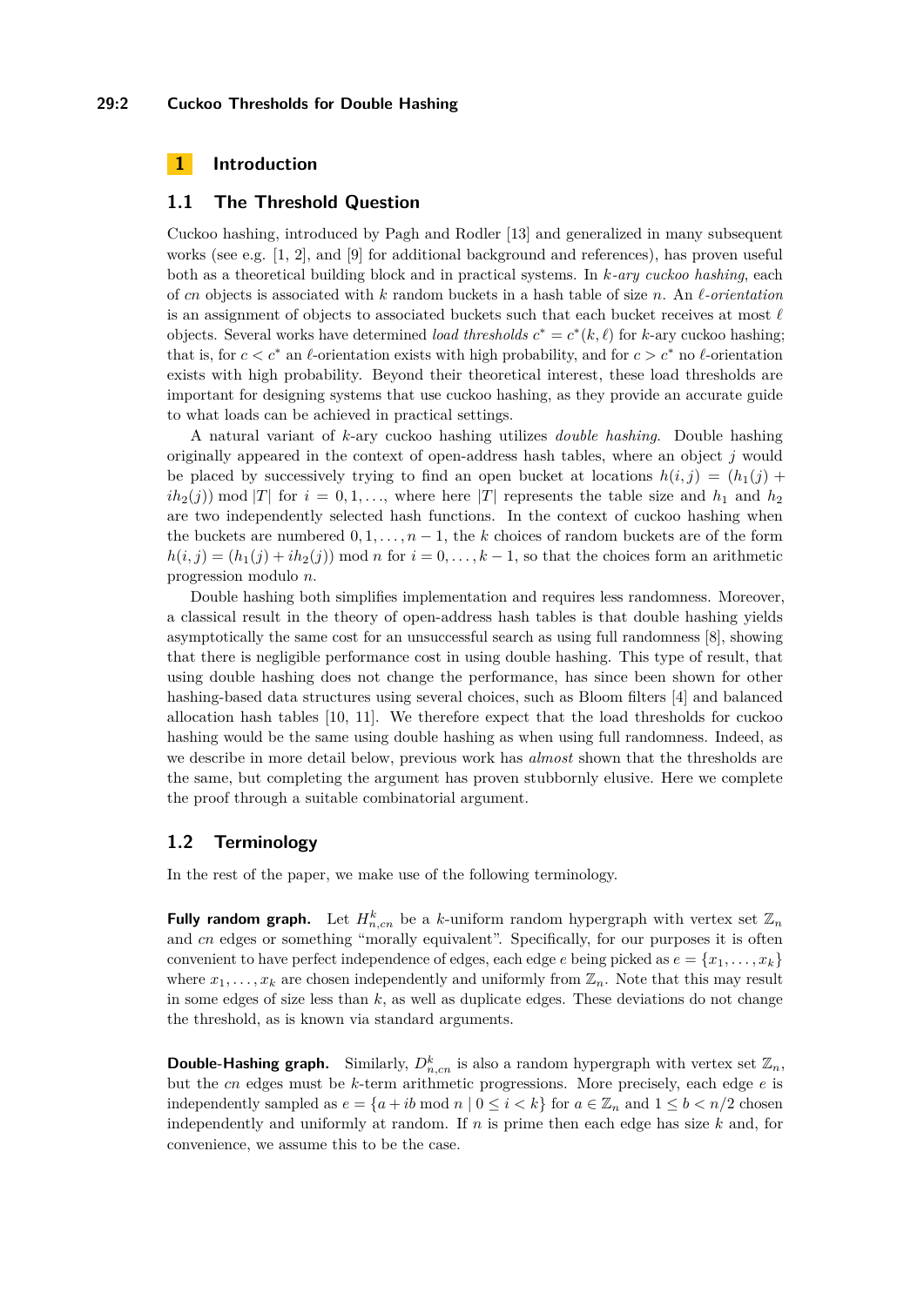# 1 Introduction

## 1.1 The Threshold Question

Cuckoo hashing, introduced by Pagh and Rodler [13] and generalized in many subsequent works (see e.g. [1, 2], and [9] for additional background and references), has proven useful both as a theoretical building block and in practical systems. In *$k$-ary cuckoo hashing*, each of $cn$ objects is associated with $k$ random buckets in a hash table of size $n$. An *$\ell$-orientation* is an assignment of objects to associated buckets such that each bucket receives at most $\ell$ objects. Several works have determined *load thresholds* $c^* = c^*(k, \ell)$ for $k$-ary cuckoo hashing; that is, for $c < c^*$ an $\ell$-orientation exists with high probability, and for $c > c^*$ no $\ell$-orientation exists with high probability. Beyond their theoretical interest, these load thresholds are important for designing systems that use cuckoo hashing, as they provide an accurate guide to what loads can be achieved in practical settings.

A natural variant of $k$-ary cuckoo hashing utilizes *double hashing*. Double hashing originally appeared in the context of open-address hash tables, where an object $j$ would be placed by successively trying to find an open bucket at locations $h(i, j) = (h_1(j) + ih_2(j)) \bmod |T|$ for $i = 0, 1, \ldots$, where here $|T|$ represents the table size and $h_1$ and $h_2$ are two independently selected hash functions. In the context of cuckoo hashing when the buckets are numbered $0, 1, \ldots, n-1$, the $k$ choices of random buckets are of the form $h(i, j) = (h_1(j) + ih_2(j)) \bmod n$ for $i = 0, \ldots, k-1$, so that the choices form an arithmetic progression modulo $n$.

Double hashing both simplifies implementation and requires less randomness. Moreover, a classical result in the theory of open-address hash tables is that double hashing yields asymptotically the same cost for an unsuccessful search as using full randomness [8], showing that there is negligible performance cost in using double hashing. This type of result, that using double hashing does not change the performance, has since been shown for other hashing-based data structures using several choices, such as Bloom filters [4] and balanced allocation hash tables [10, 11]. We therefore expect that the load thresholds for cuckoo hashing would be the same using double hashing as when using full randomness. Indeed, as we describe in more detail below, previous work has *almost* shown that the thresholds are the same, but completing the argument has proven stubbornly elusive. Here we complete the proof through a suitable combinatorial argument.

## 1.2 Terminology

In the rest of the paper, we make use of the following terminology.

**Fully random graph.** Let $H^k_{n,cn}$ be a $k$-uniform random hypergraph with vertex set $\mathbb{Z}_n$ and $cn$ edges or something "morally equivalent". Specifically, for our purposes it is often convenient to have perfect independence of edges, each edge $e$ being picked as $e = \{x_1, \ldots, x_k\}$ where $x_1, \ldots, x_k$ are chosen independently and uniformly from $\mathbb{Z}_n$. Note that this may result in some edges of size less than $k$, as well as duplicate edges. These deviations do not change the threshold, as is known via standard arguments.

**Double-Hashing graph.** Similarly, $D^k_{n,cn}$ is also a random hypergraph with vertex set $\mathbb{Z}_n$, but the $cn$ edges must be $k$-term arithmetic progressions. More precisely, each edge $e$ is independently sampled as $e = \{a + ib \bmod n \mid 0 \le i < k\}$ for $a \in \mathbb{Z}_n$ and $1 \le b < n/2$ chosen independently and uniformly at random. If $n$ is prime then each edge has size $k$ and, for convenience, we assume this to be the case.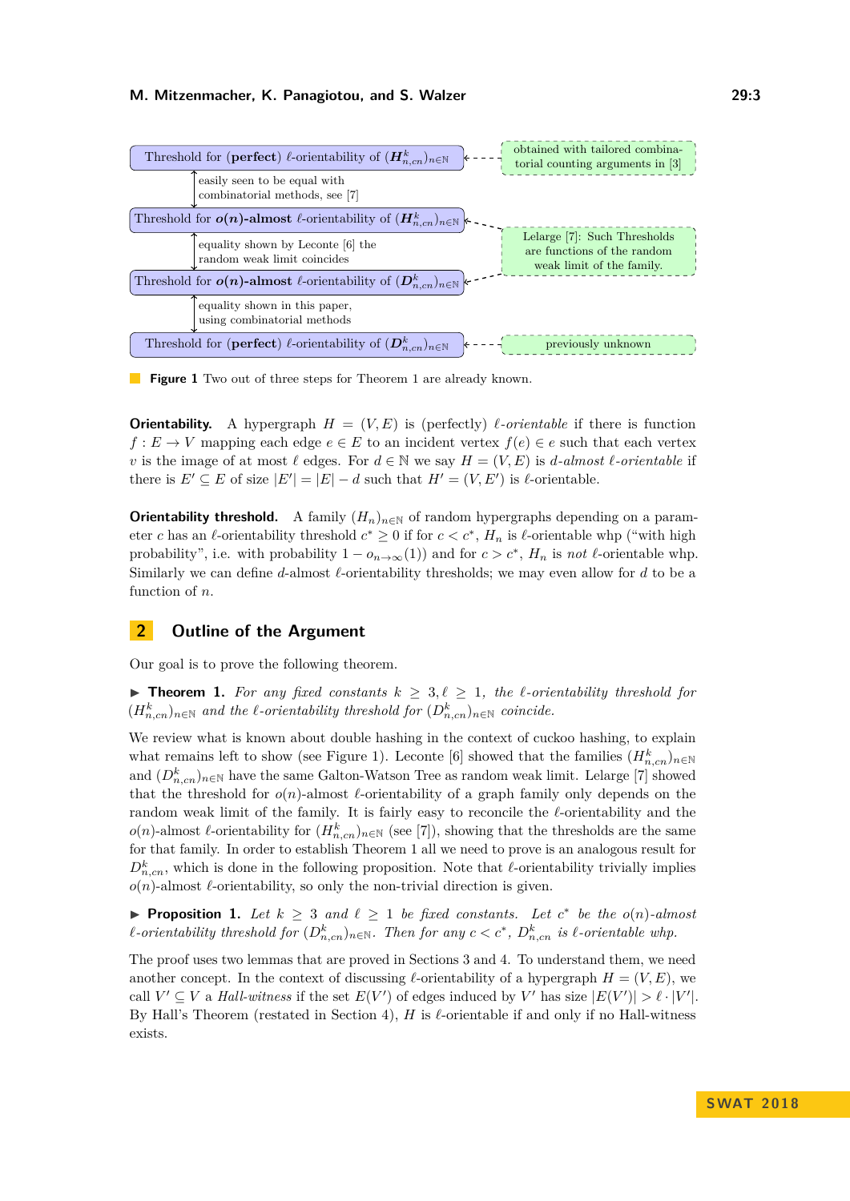Threshold for (**perfect**) $\ell$-orientability of $(\boldsymbol{H}^k_{n,cn})_{n\in\mathbb{N}}$ ← obtained with tailored combinatorial counting arguments in [3]

↕ easily seen to be equal with combinatorial methods, see [7]

Threshold for $\boldsymbol{o(n)}$**-almost** $\ell$-orientability of $(\boldsymbol{H}^k_{n,cn})_{n\in\mathbb{N}}$

↕ equality shown by Leconte [6] the random weak limit coincides

Threshold for $\boldsymbol{o(n)}$**-almost** $\ell$-orientability of $(\boldsymbol{D}^k_{n,cn})_{n\in\mathbb{N}}$ ← Lelarge [7]: Such Thresholds are functions of the random weak limit of the family.

↕ equality shown in this paper, using combinatorial methods

Threshold for (**perfect**) $\ell$-orientability of $(\boldsymbol{D}^k_{n,cn})_{n\in\mathbb{N}}$ ← previously unknown

**Figure 1** Two out of three steps for Theorem 1 are already known.

**Orientability.** A hypergraph $H = (V, E)$ is (perfectly) $\ell$-*orientable* if there is function $f : E \to V$ mapping each edge $e \in E$ to an incident vertex $f(e) \in e$ such that each vertex $v$ is the image of at most $\ell$ edges. For $d \in \mathbb{N}$ we say $H = (V, E)$ is $d$-*almost* $\ell$-*orientable* if there is $E' \subseteq E$ of size $|E'| = |E| - d$ such that $H' = (V, E')$ is $\ell$-orientable.

**Orientability threshold.** A family $(H_n)_{n\in\mathbb{N}}$ of random hypergraphs depending on a parameter $c$ has an $\ell$-orientability threshold $c^* \geq 0$ if for $c < c^*$, $H_n$ is $\ell$-orientable whp ("with high probability", i.e. with probability $1 - o_{n\to\infty}(1)$) and for $c > c^*$, $H_n$ is *not* $\ell$-orientable whp. Similarly we can define $d$-almost $\ell$-orientability thresholds; we may even allow for $d$ to be a function of $n$.

## 2 Outline of the Argument

Our goal is to prove the following theorem.

▶ **Theorem 1.** *For any fixed constants $k \geq 3, \ell \geq 1$, the $\ell$-orientability threshold for $(H^k_{n,cn})_{n\in\mathbb{N}}$ and the $\ell$-orientability threshold for $(D^k_{n,cn})_{n\in\mathbb{N}}$ coincide.*

We review what is known about double hashing in the context of cuckoo hashing, to explain what remains left to show (see Figure 1). Leconte [6] showed that the families $(H^k_{n,cn})_{n\in\mathbb{N}}$ and $(D^k_{n,cn})_{n\in\mathbb{N}}$ have the same Galton-Watson Tree as random weak limit. Lelarge [7] showed that the threshold for $o(n)$-almost $\ell$-orientability of a graph family only depends on the random weak limit of the family. It is fairly easy to reconcile the $\ell$-orientability and the $o(n)$-almost $\ell$-orientability for $(H^k_{n,cn})_{n\in\mathbb{N}}$ (see [7]), showing that the thresholds are the same for that family. In order to establish Theorem 1 all we need to prove is an analogous result for $D^k_{n,cn}$, which is done in the following proposition. Note that $\ell$-orientability trivially implies $o(n)$-almost $\ell$-orientability, so only the non-trivial direction is given.

▶ **Proposition 1.** *Let $k \geq 3$ and $\ell \geq 1$ be fixed constants. Let $c^*$ be the $o(n)$-almost $\ell$-orientability threshold for $(D^k_{n,cn})_{n\in\mathbb{N}}$. Then for any $c < c^*$, $D^k_{n,cn}$ is $\ell$-orientable whp.*

The proof uses two lemmas that are proved in Sections 3 and 4. To understand them, we need another concept. In the context of discussing $\ell$-orientability of a hypergraph $H = (V, E)$, we call $V' \subseteq V$ a *Hall-witness* if the set $E(V')$ of edges induced by $V'$ has size $|E(V')| > \ell \cdot |V'|$. By Hall's Theorem (restated in Section 4), $H$ is $\ell$-orientable if and only if no Hall-witness exists.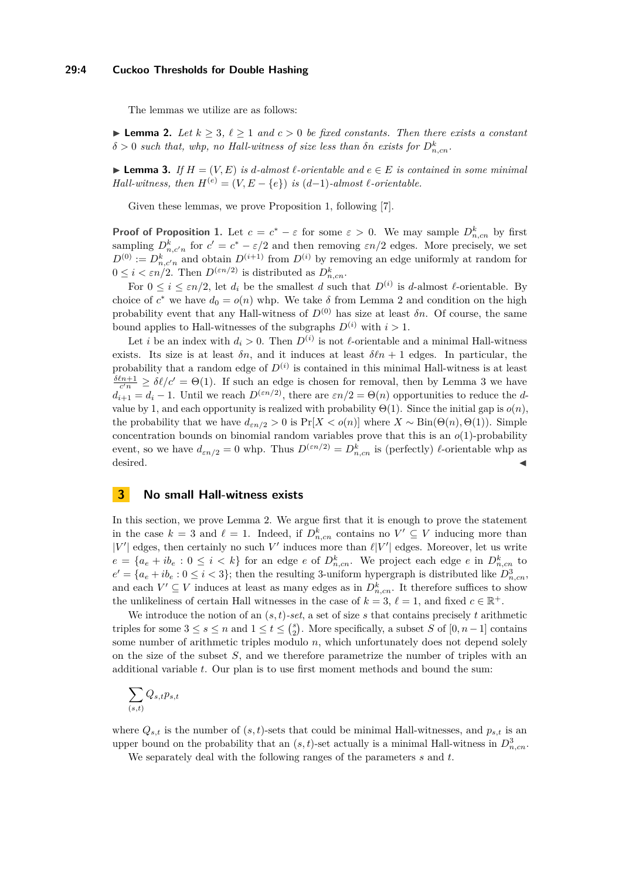The lemmas we utilize are as follows:

▶ **Lemma 2.** *Let $k \geq 3$, $\ell \geq 1$ and $c > 0$ be fixed constants. Then there exists a constant $\delta > 0$ such that, whp, no Hall-witness of size less than $\delta n$ exists for $D^k_{n,cn}$.*

▶ **Lemma 3.** *If $H = (V, E)$ is $d$-almost $\ell$-orientable and $e \in E$ is contained in some minimal Hall-witness, then $H^{(e)} = (V, E - \{e\})$ is $(d-1)$-almost $\ell$-orientable.*

Given these lemmas, we prove Proposition 1, following [7].

**Proof of Proposition 1.** Let $c = c^* - \varepsilon$ for some $\varepsilon > 0$. We may sample $D^k_{n,cn}$ by first sampling $D^k_{n,c'n}$ for $c' = c^* - \varepsilon/2$ and then removing $\varepsilon n/2$ edges. More precisely, we set $D^{(0)} := D^k_{n,c'n}$ and obtain $D^{(i+1)}$ from $D^{(i)}$ by removing an edge uniformly at random for $0 \leq i < \varepsilon n/2$. Then $D^{(\varepsilon n/2)}$ is distributed as $D^k_{n,cn}$.

For $0 \leq i \leq \varepsilon n/2$, let $d_i$ be the smallest $d$ such that $D^{(i)}$ is $d$-almost $\ell$-orientable. By choice of $c^*$ we have $d_0 = o(n)$ whp. We take $\delta$ from Lemma 2 and condition on the high probability event that any Hall-witness of $D^{(0)}$ has size at least $\delta n$. Of course, the same bound applies to Hall-witnesses of the subgraphs $D^{(i)}$ with $i > 1$.

Let $i$ be an index with $d_i > 0$. Then $D^{(i)}$ is not $\ell$-orientable and a minimal Hall-witness exists. Its size is at least $\delta n$, and it induces at least $\delta \ell n + 1$ edges. In particular, the probability that a random edge of $D^{(i)}$ is contained in this minimal Hall-witness is at least $\frac{\delta \ell n + 1}{c'n} \geq \delta \ell / c' = \Theta(1)$. If such an edge is chosen for removal, then by Lemma 3 we have $d_{i+1} = d_i - 1$. Until we reach $D^{(\varepsilon n/2)}$, there are $\varepsilon n/2 = \Theta(n)$ opportunities to reduce the $d$-value by 1, and each opportunity is realized with probability $\Theta(1)$. Since the initial gap is $o(n)$, the probability that we have $d_{\varepsilon n/2} > 0$ is $\Pr[X < o(n)]$ where $X \sim \mathrm{Bin}(\Theta(n), \Theta(1))$. Simple concentration bounds on binomial random variables prove that this is an $o(1)$-probability event, so we have $d_{\varepsilon n/2} = 0$ whp. Thus $D^{(\varepsilon n/2)} = D^k_{n,cn}$ is (perfectly) $\ell$-orientable whp as desired. ◀

## 3 No small Hall-witness exists

In this section, we prove Lemma 2. We argue first that it is enough to prove the statement in the case $k = 3$ and $\ell = 1$. Indeed, if $D^k_{n,cn}$ contains no $V' \subseteq V$ inducing more than $|V'|$ edges, then certainly no such $V'$ induces more than $\ell|V'|$ edges. Moreover, let us write $e = \{a_e + ib_e : 0 \leq i < k\}$ for an edge $e$ of $D^k_{n,cn}$. We project each edge $e$ in $D^k_{n,cn}$ to $e' = \{a_e + ib_e : 0 \leq i < 3\}$; then the resulting 3-uniform hypergraph is distributed like $D^3_{n,cn}$, and each $V' \subseteq V$ induces at least as many edges as in $D^k_{n,cn}$. It therefore suffices to show the unlikeliness of certain Hall witnesses in the case of $k = 3$, $\ell = 1$, and fixed $c \in \mathbb{R}^+$.

We introduce the notion of an *$(s,t)$-set*, a set of size $s$ that contains precisely $t$ arithmetic triples for some $3 \leq s \leq n$ and $1 \leq t \leq \binom{s}{2}$. More specifically, a subset $S$ of $[0, n-1]$ contains some number of arithmetic triples modulo $n$, which unfortunately does not depend solely on the size of the subset $S$, and we therefore parametrize the number of triples with an additional variable $t$. Our plan is to use first moment methods and bound the sum:

$$\sum_{(s,t)} Q_{s,t} p_{s,t}$$

where $Q_{s,t}$ is the number of $(s,t)$-sets that could be minimal Hall-witnesses, and $p_{s,t}$ is an upper bound on the probability that an $(s,t)$-set actually is a minimal Hall-witness in $D^3_{n,cn}$.

We separately deal with the following ranges of the parameters $s$ and $t$.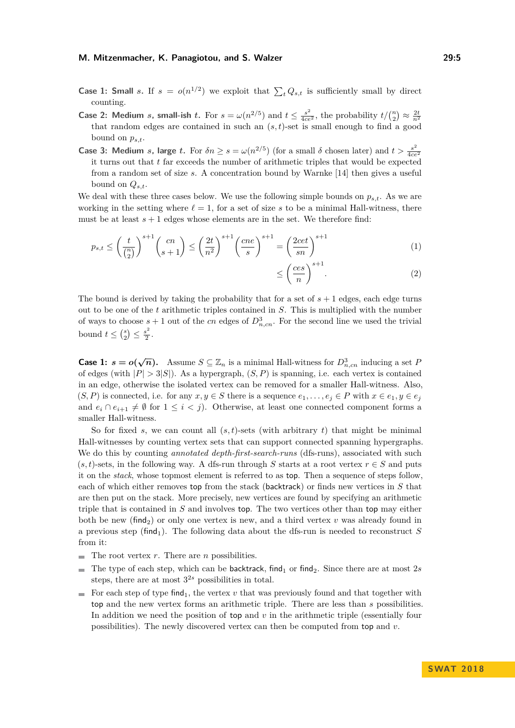**Case 1: Small $s$.** If $s = o(n^{1/2})$ we exploit that $\sum_t Q_{s,t}$ is sufficiently small by direct counting.

**Case 2: Medium $s$, small-ish $t$.** For $s = \omega(n^{2/5})$ and $t \le \frac{s^2}{4ce^2}$, the probability $t/\binom{n}{2} \approx \frac{2t}{n^2}$ that random edges are contained in such an $(s,t)$-set is small enough to find a good bound on $p_{s,t}$.

**Case 3: Medium $s$, large $t$.** For $\delta n \ge s = \omega(n^{2/5})$ (for a small $\delta$ chosen later) and $t > \frac{s^2}{4ce^2}$ it turns out that $t$ far exceeds the number of arithmetic triples that would be expected from a random set of size $s$. A concentration bound by Warnke [14] then gives a useful bound on $Q_{s,t}$.

We deal with these three cases below. We use the following simple bounds on $p_{s,t}$. As we are working in the setting where $\ell = 1$, for a set of size $s$ to be a minimal Hall-witness, there must be at least $s+1$ edges whose elements are in the set. We therefore find:

$$p_{s,t} \le \left(\frac{t}{\binom{n}{2}}\right)^{s+1} \binom{cn}{s+1} \le \left(\frac{2t}{n^2}\right)^{s+1} \left(\frac{cne}{s}\right)^{s+1} = \left(\frac{2cet}{sn}\right)^{s+1} \tag{1}$$

$$\le \left(\frac{ces}{n}\right)^{s+1}. \tag{2}$$

The bound is derived by taking the probability that for a set of $s+1$ edges, each edge turns out to be one of the $t$ arithmetic triples contained in $S$. This is multiplied with the number of ways to choose $s+1$ out of the $cn$ edges of $D^3_{n,cn}$. For the second line we used the trivial bound $t \le \binom{s}{2} \le \frac{s^2}{2}$.

**Case 1: $s = o(\sqrt{n})$.** Assume $S \subseteq \mathbb{Z}_n$ is a minimal Hall-witness for $D^3_{n,cn}$ inducing a set $P$ of edges (with $|P| > 3|S|$). As a hypergraph, $(S, P)$ is spanning, i.e. each vertex is contained in an edge, otherwise the isolated vertex can be removed for a smaller Hall-witness. Also, $(S, P)$ is connected, i.e. for any $x, y \in S$ there is a sequence $e_1, \dots, e_j \in P$ with $x \in e_1, y \in e_j$ and $e_i \cap e_{i+1} \neq \emptyset$ for $1 \le i < j$). Otherwise, at least one connected component forms a smaller Hall-witness.

So for fixed $s$, we can count all $(s,t)$-sets (with arbitrary $t$) that might be minimal Hall-witnesses by counting vertex sets that can support connected spanning hypergraphs. We do this by counting *annotated depth-first-search-runs* (dfs-runs), associated with such $(s,t)$-sets, in the following way. A dfs-run through $S$ starts at a root vertex $r \in S$ and puts it on the *stack*, whose topmost element is referred to as top. Then a sequence of steps follow, each of which either removes top from the stack (backtrack) or finds new vertices in $S$ that are then put on the stack. More precisely, new vertices are found by specifying an arithmetic triple that is contained in $S$ and involves top. The two vertices other than top may either both be new ($\text{find}_2$) or only one vertex is new, and a third vertex $v$ was already found in a previous step ($\text{find}_1$). The following data about the dfs-run is needed to reconstruct $S$ from it:

- The root vertex $r$. There are $n$ possibilities.
- The type of each step, which can be backtrack, $\text{find}_1$ or $\text{find}_2$. Since there are at most $2s$ steps, there are at most $3^{2s}$ possibilities in total.
- For each step of type $\text{find}_1$, the vertex $v$ that was previously found and that together with top and the new vertex forms an arithmetic triple. There are less than $s$ possibilities. In addition we need the position of top and $v$ in the arithmetic triple (essentially four possibilities). The newly discovered vertex can then be computed from top and $v$.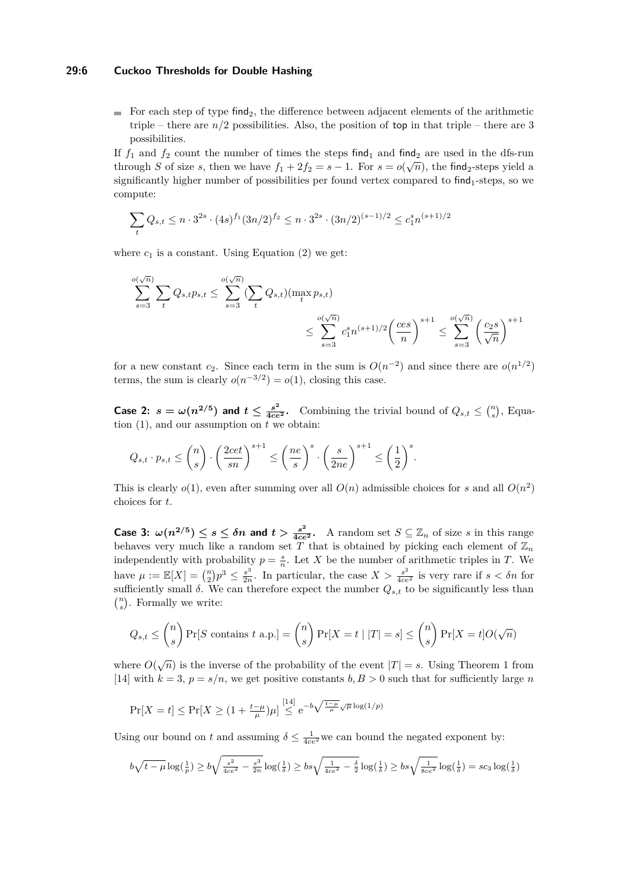- For each step of type $\mathsf{find}_2$, the difference between adjacent elements of the arithmetic triple – there are $n/2$ possibilities. Also, the position of $\mathsf{top}$ in that triple – there are 3 possibilities.

If $f_1$ and $f_2$ count the number of times the steps $\mathsf{find}_1$ and $\mathsf{find}_2$ are used in the dfs-run through $S$ of size $s$, then we have $f_1 + 2f_2 = s - 1$. For $s = o(\sqrt{n})$, the $\mathsf{find}_2$-steps yield a significantly higher number of possibilities per found vertex compared to $\mathsf{find}_1$-steps, so we compute:

$$\sum_t Q_{s,t} \leq n \cdot 3^{2s} \cdot (4s)^{f_1} (3n/2)^{f_2} \leq n \cdot 3^{2s} \cdot (3n/2)^{(s-1)/2} \leq c_1^s n^{(s+1)/2}$$

where $c_1$ is a constant. Using Equation (2) we get:

$$\sum_{s=3}^{o(\sqrt{n})} \sum_t Q_{s,t} p_{s,t} \leq \sum_{s=3}^{o(\sqrt{n})} (\sum_t Q_{s,t})(\max_t p_{s,t})$$
$$\leq \sum_{s=3}^{o(\sqrt{n})} c_1^s n^{(s+1)/2} \left(\frac{ces}{n}\right)^{s+1} \leq \sum_{s=3}^{o(\sqrt{n})} \left(\frac{c_2 s}{\sqrt{n}}\right)^{s+1}$$

for a new constant $c_2$. Since each term in the sum is $O(n^{-2})$ and since there are $o(n^{1/2})$ terms, the sum is clearly $o(n^{-3/2}) = o(1)$, closing this case.

**Case 2: $s = \omega(n^{2/5})$ and $t \leq \frac{s^2}{4ce^2}$.** Combining the trivial bound of $Q_{s,t} \leq \binom{n}{s}$, Equation (1), and our assumption on $t$ we obtain:

$$Q_{s,t} \cdot p_{s,t} \leq \binom{n}{s} \cdot \left(\frac{2cet}{sn}\right)^{s+1} \leq \left(\frac{ne}{s}\right)^s \cdot \left(\frac{s}{2ne}\right)^{s+1} \leq \left(\frac{1}{2}\right)^s.$$

This is clearly $o(1)$, even after summing over all $O(n)$ admissible choices for $s$ and all $O(n^2)$ choices for $t$.

**Case 3: $\omega(n^{2/5}) \leq s \leq \delta n$ and $t > \frac{s^2}{4ce^2}$.** A random set $S \subseteq \mathbb{Z}_n$ of size $s$ in this range behaves very much like a random set $T$ that is obtained by picking each element of $\mathbb{Z}_n$ independently with probability $p = \frac{s}{n}$. Let $X$ be the number of arithmetic triples in $T$. We have $\mu := \mathbb{E}[X] = \binom{n}{2} p^3 \leq \frac{s^3}{2n}$. In particular, the case $X > \frac{s^2}{4ce^2}$ is very rare if $s < \delta n$ for sufficiently small $\delta$. We can therefore expect the number $Q_{s,t}$ to be significantly less than $\binom{n}{s}$. Formally we write:

$$Q_{s,t} \leq \binom{n}{s} \Pr[S \text{ contains } t \text{ a.p.}] = \binom{n}{s} \Pr[X = t \mid |T| = s] \leq \binom{n}{s} \Pr[X = t] O(\sqrt{n})$$

where $O(\sqrt{n})$ is the inverse of the probability of the event $|T| = s$. Using Theorem 1 from [14] with $k = 3$, $p = s/n$, we get positive constants $b, B > 0$ such that for sufficiently large $n$

$$\Pr[X = t] \leq \Pr[X \geq (1 + \tfrac{t-\mu}{\mu})\mu] \overset{[14]}{\leq} e^{-b\sqrt{\frac{t-\mu}{\mu}}\sqrt{\mu}\log(1/p)}$$

Using our bound on $t$ and assuming $\delta \leq \frac{1}{4ce^2}$ we can bound the negated exponent by:

$$b\sqrt{t-\mu}\log(\tfrac{1}{p}) \geq b\sqrt{\tfrac{s^2}{4ce^2} - \tfrac{s^3}{2n}}\log(\tfrac{1}{\delta}) \geq bs\sqrt{\tfrac{1}{4ce^2} - \tfrac{\delta}{2}}\log(\tfrac{1}{\delta}) \geq bs\sqrt{\tfrac{1}{8ce^2}}\log(\tfrac{1}{\delta}) = sc_3\log(\tfrac{1}{\delta})$$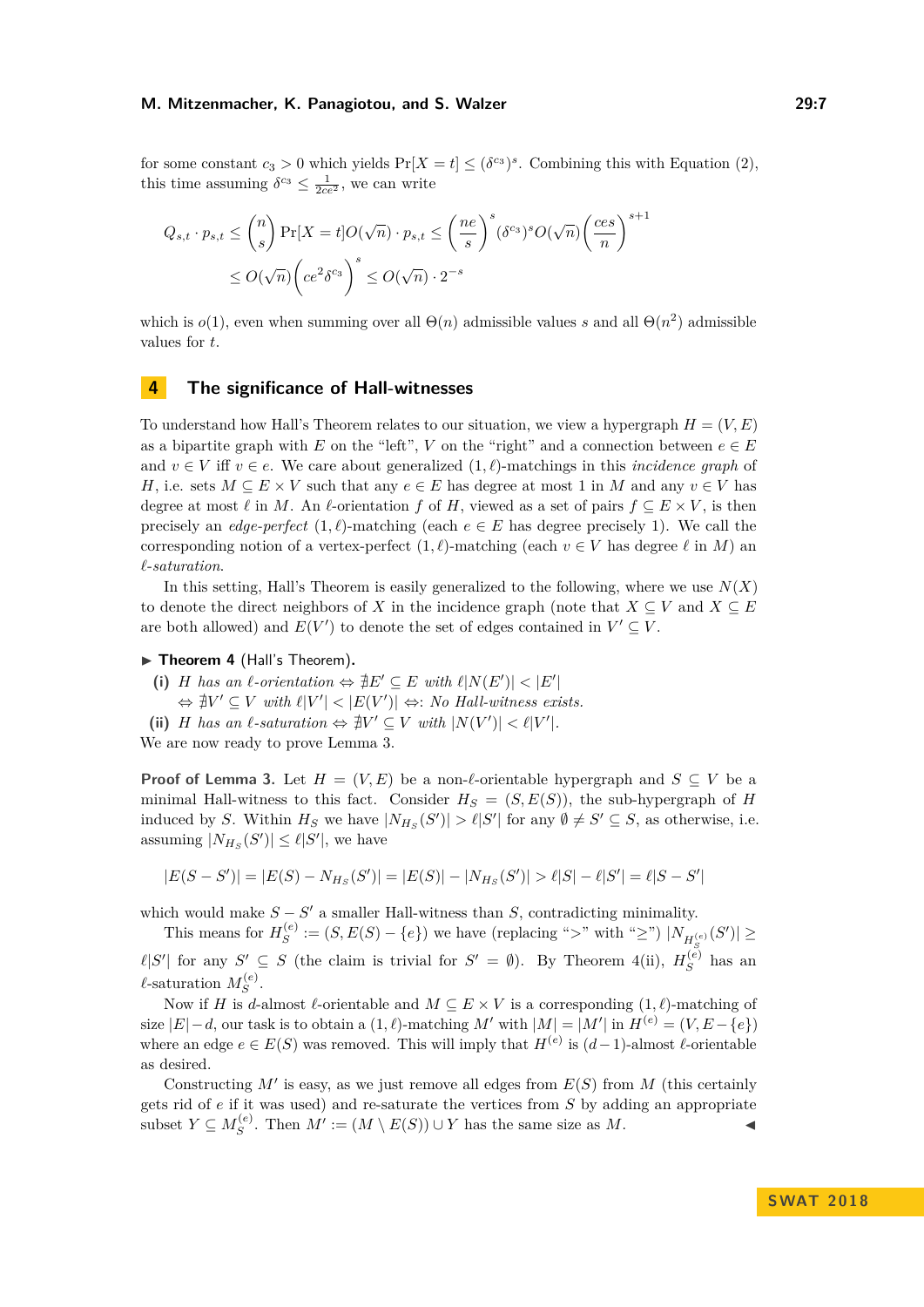for some constant $c_3 > 0$ which yields $\Pr[X = t] \le (\delta^{c_3})^s$. Combining this with Equation (2), this time assuming $\delta^{c_3} \le \frac{1}{2ce^2}$, we can write

$$Q_{s,t} \cdot p_{s,t} \le \binom{n}{s} \Pr[X = t] O(\sqrt{n}) \cdot p_{s,t} \le \left(\frac{ne}{s}\right)^s (\delta^{c_3})^s O(\sqrt{n}) \left(\frac{ces}{n}\right)^{s+1}$$
$$\le O(\sqrt{n}) \left(ce^2 \delta^{c_3}\right)^s \le O(\sqrt{n}) \cdot 2^{-s}$$

which is $o(1)$, even when summing over all $\Theta(n)$ admissible values $s$ and all $\Theta(n^2)$ admissible values for $t$.

## 4 The significance of Hall-witnesses

To understand how Hall's Theorem relates to our situation, we view a hypergraph $H = (V, E)$ as a bipartite graph with $E$ on the "left", $V$ on the "right" and a connection between $e \in E$ and $v \in V$ iff $v \in e$. We care about generalized $(1, \ell)$-matchings in this *incidence graph* of $H$, i.e. sets $M \subseteq E \times V$ such that any $e \in E$ has degree at most 1 in $M$ and any $v \in V$ has degree at most $\ell$ in $M$. An $\ell$-orientation $f$ of $H$, viewed as a set of pairs $f \subseteq E \times V$, is then precisely an *edge-perfect* $(1, \ell)$-matching (each $e \in E$ has degree precisely 1). We call the corresponding notion of a vertex-perfect $(1, \ell)$-matching (each $v \in V$ has degree $\ell$ in $M$) an *$\ell$-saturation*.

In this setting, Hall's Theorem is easily generalized to the following, where we use $N(X)$ to denote the direct neighbors of $X$ in the incidence graph (note that $X \subseteq V$ and $X \subseteq E$ are both allowed) and $E(V')$ to denote the set of edges contained in $V' \subseteq V$.

▶ **Theorem 4** (Hall's Theorem).

**(i)** *$H$ has an $\ell$-orientation $\Leftrightarrow \nexists E' \subseteq E$ with $\ell|N(E')| < |E'|$*
*$\Leftrightarrow \nexists V' \subseteq V$ with $\ell|V'| < |E(V')|$ $\Leftrightarrow$: No Hall-witness exists.*

**(ii)** *$H$ has an $\ell$-saturation $\Leftrightarrow \nexists V' \subseteq V$ with $|N(V')| < \ell|V'|$.*

We are now ready to prove Lemma 3.

**Proof of Lemma 3.** Let $H = (V, E)$ be a non-$\ell$-orientable hypergraph and $S \subseteq V$ be a minimal Hall-witness to this fact. Consider $H_S = (S, E(S))$, the sub-hypergraph of $H$ induced by $S$. Within $H_S$ we have $|N_{H_S}(S')| > \ell|S'|$ for any $\emptyset \ne S' \subseteq S$, as otherwise, i.e. assuming $|N_{H_S}(S')| \le \ell|S'|$, we have

$$|E(S - S')| = |E(S) - N_{H_S}(S')| = |E(S)| - |N_{H_S}(S')| > \ell|S| - \ell|S'| = \ell|S - S'|$$

which would make $S - S'$ a smaller Hall-witness than $S$, contradicting minimality.

This means for $H_S^{(e)} := (S, E(S) - \{e\})$ we have (replacing ">" with "$\ge$") $|N_{H_S^{(e)}}(S')| \ge \ell|S'|$ for any $S' \subseteq S$ (the claim is trivial for $S' = \emptyset$). By Theorem 4(ii), $H_S^{(e)}$ has an $\ell$-saturation $M_S^{(e)}$.

Now if $H$ is $d$-almost $\ell$-orientable and $M \subseteq E \times V$ is a corresponding $(1, \ell)$-matching of size $|E| - d$, our task is to obtain a $(1, \ell)$-matching $M'$ with $|M| = |M'|$ in $H^{(e)} = (V, E - \{e\})$ where an edge $e \in E(S)$ was removed. This will imply that $H^{(e)}$ is $(d-1)$-almost $\ell$-orientable as desired.

Constructing $M'$ is easy, as we just remove all edges from $E(S)$ from $M$ (this certainly gets rid of $e$ if it was used) and re-saturate the vertices from $S$ by adding an appropriate subset $Y \subseteq M_S^{(e)}$. Then $M' := (M \setminus E(S)) \cup Y$ has the same size as $M$. ◀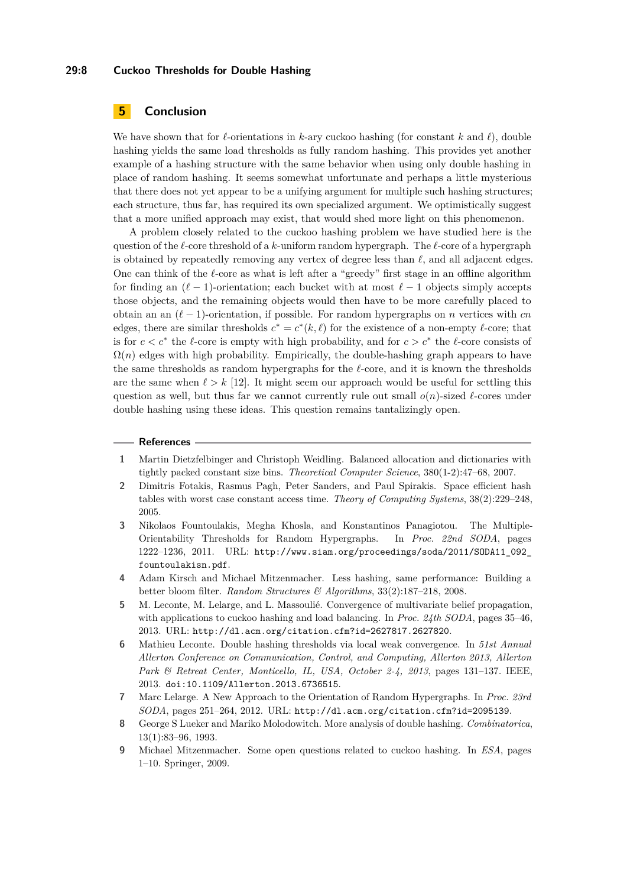## 5 Conclusion

We have shown that for $\ell$-orientations in $k$-ary cuckoo hashing (for constant $k$ and $\ell$), double hashing yields the same load thresholds as fully random hashing. This provides yet another example of a hashing structure with the same behavior when using only double hashing in place of random hashing. It seems somewhat unfortunate and perhaps a little mysterious that there does not yet appear to be a unifying argument for multiple such hashing structures; each structure, thus far, has required its own specialized argument. We optimistically suggest that a more unified approach may exist, that would shed more light on this phenomenon.

A problem closely related to the cuckoo hashing problem we have studied here is the question of the $\ell$-core threshold of a $k$-uniform random hypergraph. The $\ell$-core of a hypergraph is obtained by repeatedly removing any vertex of degree less than $\ell$, and all adjacent edges. One can think of the $\ell$-core as what is left after a "greedy" first stage in an offline algorithm for finding an $(\ell - 1)$-orientation; each bucket with at most $\ell - 1$ objects simply accepts those objects, and the remaining objects would then have to be more carefully placed to obtain an an $(\ell - 1)$-orientation, if possible. For random hypergraphs on $n$ vertices with $cn$ edges, there are similar thresholds $c^* = c^*(k, \ell)$ for the existence of a non-empty $\ell$-core; that is for $c < c^*$ the $\ell$-core is empty with high probability, and for $c > c^*$ the $\ell$-core consists of $\Omega(n)$ edges with high probability. Empirically, the double-hashing graph appears to have the same thresholds as random hypergraphs for the $\ell$-core, and it is known the thresholds are the same when $\ell > k$ [12]. It might seem our approach would be useful for settling this question as well, but thus far we cannot currently rule out small $o(n)$-sized $\ell$-cores under double hashing using these ideas. This question remains tantalizingly open.

## References

1. Martin Dietzfelbinger and Christoph Weidling. Balanced allocation and dictionaries with tightly packed constant size bins. *Theoretical Computer Science*, 380(1-2):47–68, 2007.
2. Dimitris Fotakis, Rasmus Pagh, Peter Sanders, and Paul Spirakis. Space efficient hash tables with worst case constant access time. *Theory of Computing Systems*, 38(2):229–248, 2005.
3. Nikolaos Fountoulakis, Megha Khosla, and Konstantinos Panagiotou. The Multiple-Orientability Thresholds for Random Hypergraphs. In *Proc. 22nd SODA*, pages 1222–1236, 2011. URL: http://www.siam.org/proceedings/soda/2011/SODA11_092_fountoulakisn.pdf.
4. Adam Kirsch and Michael Mitzenmacher. Less hashing, same performance: Building a better bloom filter. *Random Structures & Algorithms*, 33(2):187–218, 2008.
5. M. Leconte, M. Lelarge, and L. Massoulié. Convergence of multivariate belief propagation, with applications to cuckoo hashing and load balancing. In *Proc. 24th SODA*, pages 35–46, 2013. URL: http://dl.acm.org/citation.cfm?id=2627817.2627820.
6. Mathieu Leconte. Double hashing thresholds via local weak convergence. In *51st Annual Allerton Conference on Communication, Control, and Computing, Allerton 2013, Allerton Park & Retreat Center, Monticello, IL, USA, October 2-4, 2013*, pages 131–137. IEEE, 2013. doi:10.1109/Allerton.2013.6736515.
7. Marc Lelarge. A New Approach to the Orientation of Random Hypergraphs. In *Proc. 23rd SODA*, pages 251–264, 2012. URL: http://dl.acm.org/citation.cfm?id=2095139.
8. George S Lueker and Mariko Molodowitch. More analysis of double hashing. *Combinatorica*, 13(1):83–96, 1993.
9. Michael Mitzenmacher. Some open questions related to cuckoo hashing. In *ESA*, pages 1–10. Springer, 2009.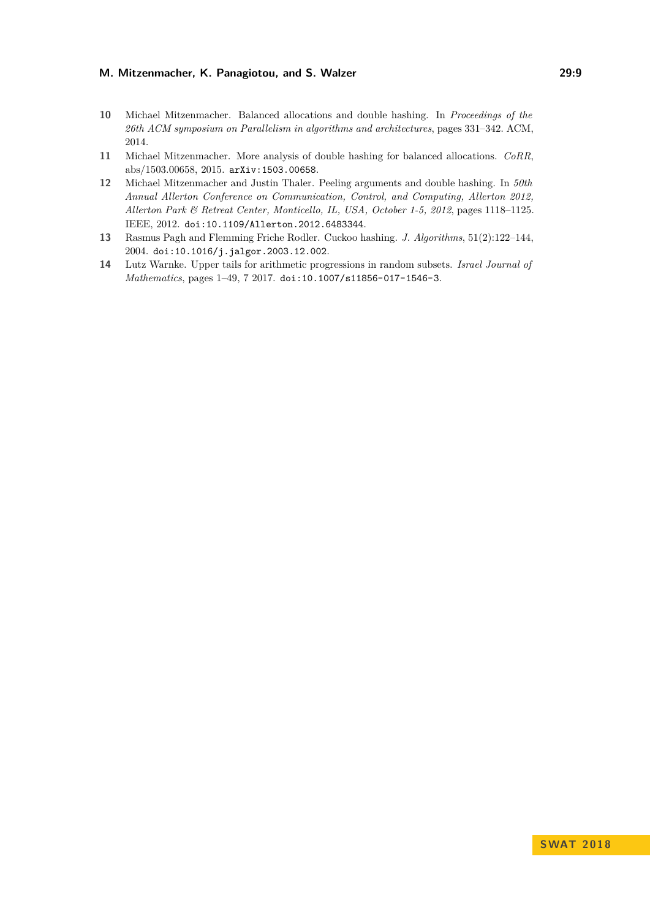10 Michael Mitzenmacher. Balanced allocations and double hashing. In *Proceedings of the 26th ACM symposium on Parallelism in algorithms and architectures*, pages 331–342. ACM, 2014.

11 Michael Mitzenmacher. More analysis of double hashing for balanced allocations. *CoRR*, abs/1503.00658, 2015. arXiv:1503.00658.

12 Michael Mitzenmacher and Justin Thaler. Peeling arguments and double hashing. In *50th Annual Allerton Conference on Communication, Control, and Computing, Allerton 2012, Allerton Park & Retreat Center, Monticello, IL, USA, October 1-5, 2012*, pages 1118–1125. IEEE, 2012. doi:10.1109/Allerton.2012.6483344.

13 Rasmus Pagh and Flemming Friche Rodler. Cuckoo hashing. *J. Algorithms*, 51(2):122–144, 2004. doi:10.1016/j.jalgor.2003.12.002.

14 Lutz Warnke. Upper tails for arithmetic progressions in random subsets. *Israel Journal of Mathematics*, pages 1–49, 7 2017. doi:10.1007/s11856-017-1546-3.